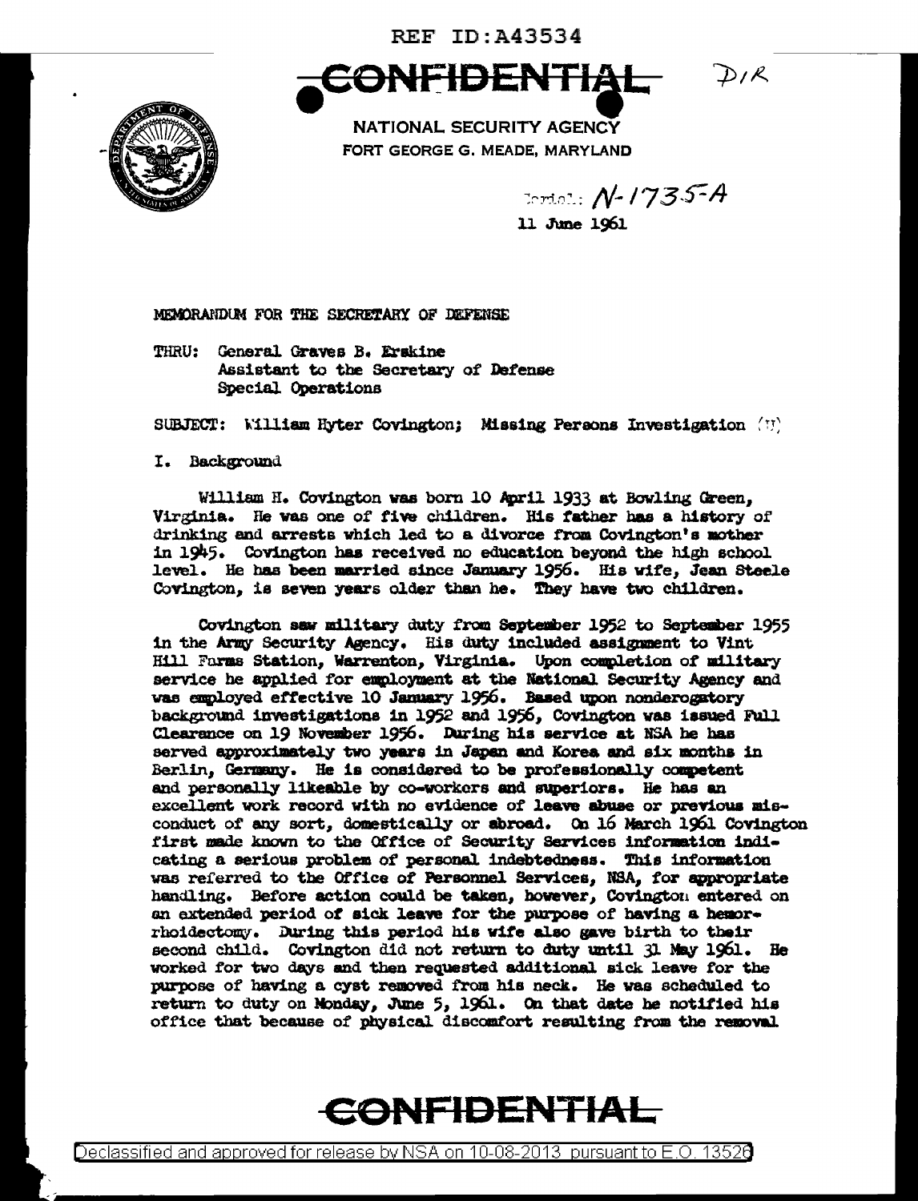REF ID:A43534

**CONFIDENTIAL** DIR

NATIONAL SECURITY AGENCY
FORT GEORGE G. MEADE, MARYLAND

Serial: N-1735-A

11 June 1961

MEMORANDUM FOR THE SECRETARY OF DEFENSE

THRU: General Graves B. Erskine
Assistant to the Secretary of Defense
Special Operations

SUBJECT: William Hyter Covington; Missing Persons Investigation (U)

I. Background

William H. Covington was born 10 April 1933 at Bowling Green, Virginia. He was one of five children. His father has a history of drinking and arrests which led to a divorce from Covington's mother in 1945. Covington has received no education beyond the high school level. He has been married since January 1956. His wife, Jean Steele Covington, is seven years older than he. They have two children.

Covington saw military duty from September 1952 to September 1955 in the Army Security Agency. His duty included assignment to Vint Hill Farms Station, Warrenton, Virginia. Upon completion of military service he applied for employment at the National Security Agency and was employed effective 10 January 1956. Based upon nonderogatory background investigations in 1952 and 1956, Covington was issued Full Clearance on 19 November 1956. During his service at NSA he has served approximately two years in Japan and Korea and six months in Berlin, Germany. He is considered to be professionally competent and personally likeable by co-workers and superiors. He has an excellent work record with no evidence of leave abuse or previous misconduct of any sort, domestically or abroad. On 16 March 1961 Covington first made known to the Office of Security Services information indicating a serious problem of personal indebtedness. This information was referred to the Office of Personnel Services, NSA, for appropriate handling. Before action could be taken, however, Covington entered on an extended period of sick leave for the purpose of having a hemorrhoidectomy. During this period his wife also gave birth to their second child. Covington did not return to duty until 31 May 1961. He worked for two days and then requested additional sick leave for the purpose of having a cyst removed from his neck. He was scheduled to return to duty on Monday, June 5, 1961. On that date he notified his office that because of physical discomfort resulting from the removal

**CONFIDENTIAL**

Declassified and approved for release by NSA on 10-08-2013 pursuant to E.O. 13526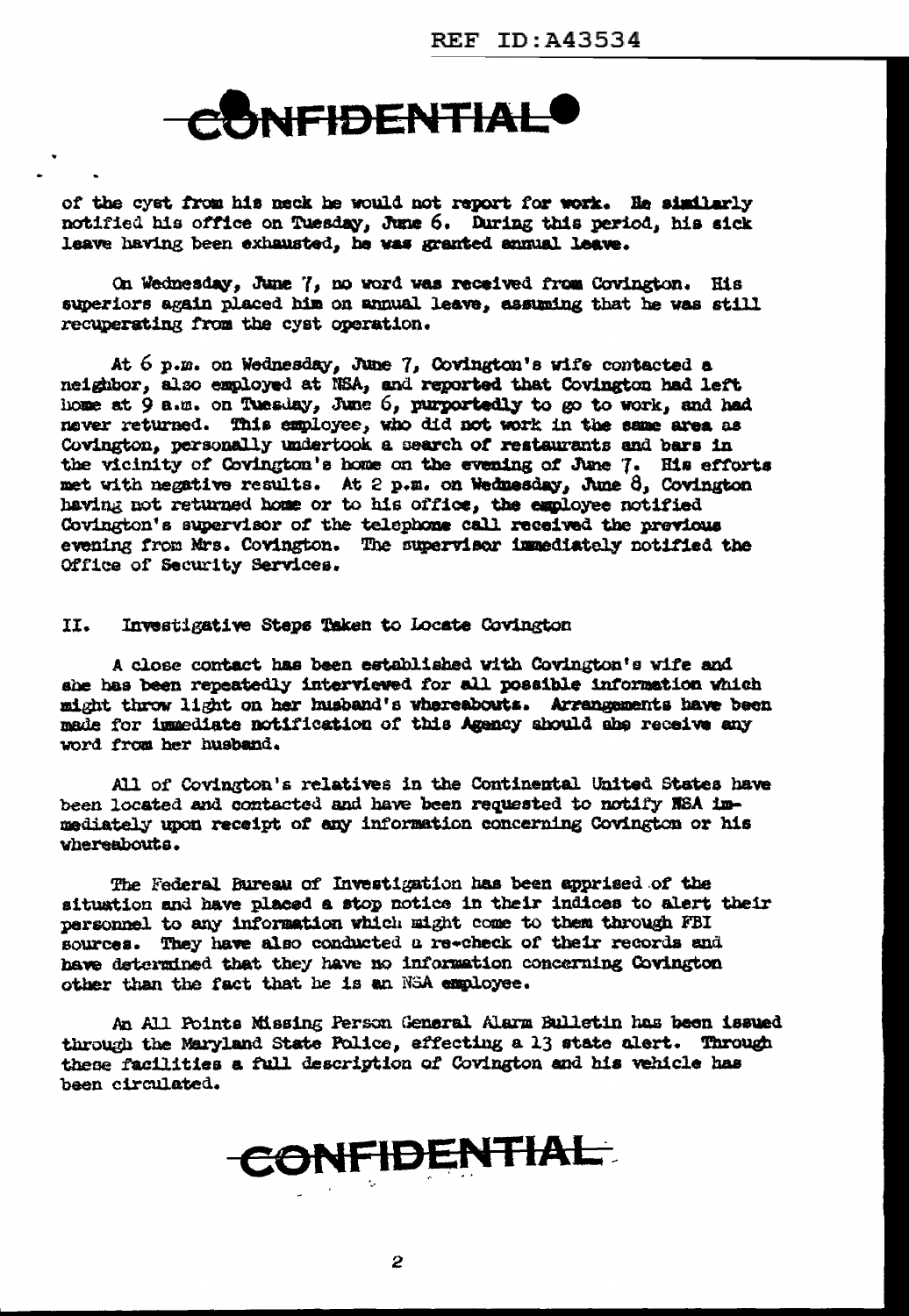**CONFIDENTIAL**

of the cyst from his neck he would not report for work. He similarly notified his office on Tuesday, June 6. During this period, his sick leave having been exhausted, he was granted annual leave.

On Wednesday, June 7, no word was received from Covington. His superiors again placed him on annual leave, assuming that he was still recuperating from the cyst operation.

At 6 p.m. on Wednesday, June 7, Covington's wife contacted a neighbor, also employed at NSA, and reported that Covington had left home at 9 a.m. on Tuesday, June 6, purportedly to go to work, and had never returned. This employee, who did not work in the same area as Covington, personally undertook a search of restaurants and bars in the vicinity of Covington's home on the evening of June 7. His efforts met with negative results. At 2 p.m. on Wednesday, June 8, Covington having not returned home or to his office, the employee notified Covington's supervisor of the telephone call received the previous evening from Mrs. Covington. The supervisor immediately notified the Office of Security Services.

## II. Investigative Steps Taken to Locate Covington

A close contact has been established with Covington's wife and she has been repeatedly interviewed for all possible information which might throw light on her husband's whereabouts. Arrangements have been made for immediate notification of this Agency should she receive any word from her husband.

All of Covington's relatives in the Continental United States have been located and contacted and have been requested to notify NSA immediately upon receipt of any information concerning Covington or his whereabouts.

The Federal Bureau of Investigation has been apprised of the situation and have placed a stop notice in their indices to alert their personnel to any information which might come to them through FBI sources. They have also conducted a re-check of their records and have determined that they have no information concerning Covington other than the fact that he is an NSA employee.

An All Points Missing Person General Alarm Bulletin has been issued through the Maryland State Police, effecting a 13 state alert. Through these facilities a full description of Covington and his vehicle has been circulated.

**CONFIDENTIAL**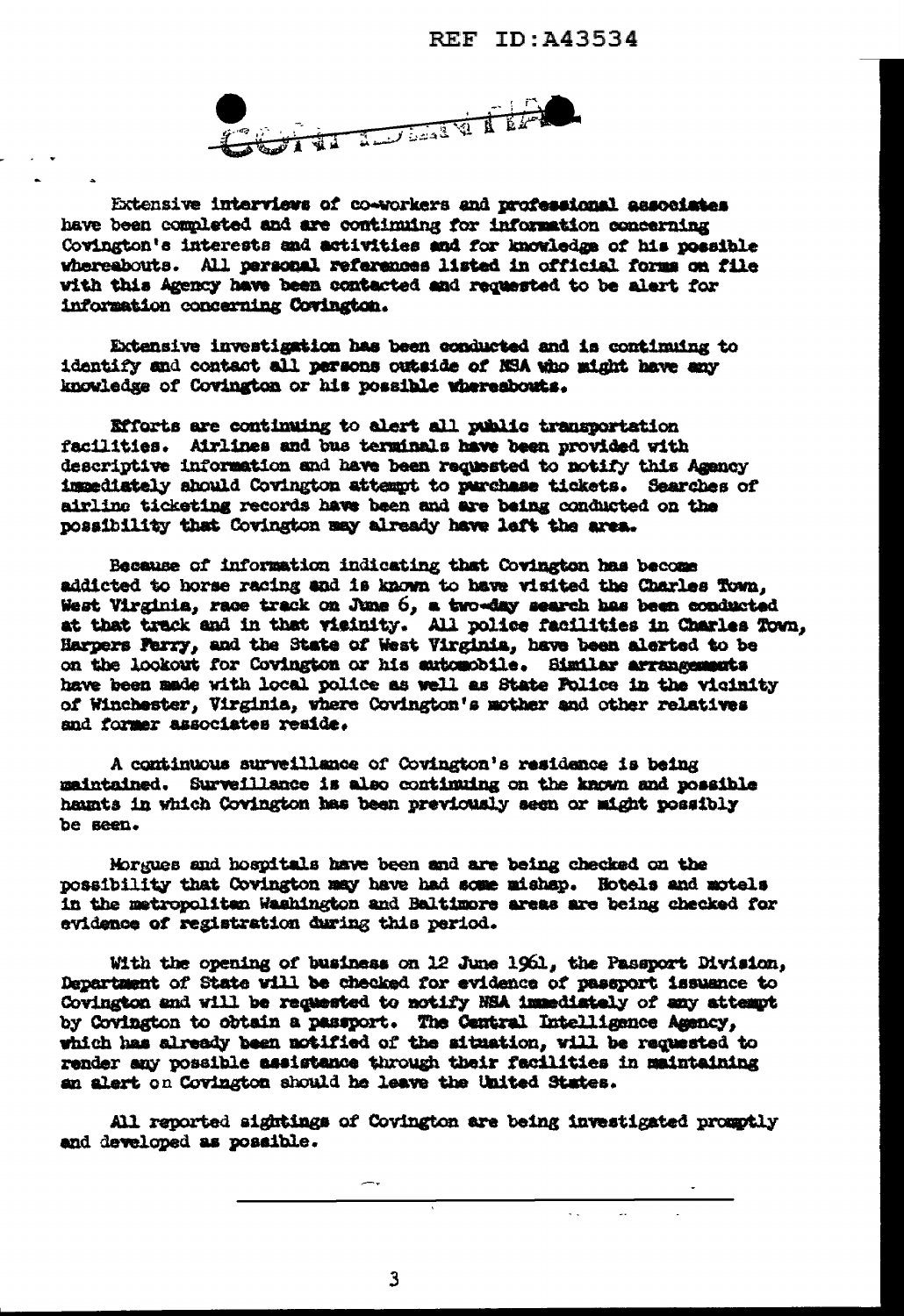Extensive interviews of co-workers and professional associates have been completed and are continuing for information concerning Covington's interests and activities and for knowledge of his possible whereabouts. All personal references listed in official forms on file with this Agency have been contacted and requested to be alert for information concerning Covington.

Extensive investigation has been conducted and is continuing to identify and contact all persons outside of NSA who might have any knowledge of Covington or his possible whereabouts.

Efforts are continuing to alert all public transportation facilities. Airlines and bus terminals have been provided with descriptive information and have been requested to notify this Agency immediately should Covington attempt to purchase tickets. Searches of airline ticketing records have been and are being conducted on the possibility that Covington may already have left the area.

Because of information indicating that Covington has become addicted to horse racing and is known to have visited the Charles Town, West Virginia, race track on June 6, a two-day search has been conducted at that track and in that vicinity. All police facilities in Charles Town, Harpers Ferry, and the State of West Virginia, have been alerted to be on the lookout for Covington or his automobile. Similar arrangements have been made with local police as well as State Police in the vicinity of Winchester, Virginia, where Covington's mother and other relatives and former associates reside.

A continuous surveillance of Covington's residence is being maintained. Surveillance is also continuing on the known and possible haunts in which Covington has been previously seen or might possibly be seen.

Morgues and hospitals have been and are being checked on the possibility that Covington may have had some mishap. Hotels and motels in the metropolitan Washington and Baltimore areas are being checked for evidence of registration during this period.

With the opening of business on 12 June 1961, the Passport Division, Department of State will be checked for evidence of passport issuance to Covington and will be requested to notify NSA immediately of any attempt by Covington to obtain a passport. The Central Intelligence Agency, which has already been notified of the situation, will be requested to render any possible assistance through their facilities in maintaining an alert on Covington should he leave the United States.

All reported sightings of Covington are being investigated promptly and developed as possible.

---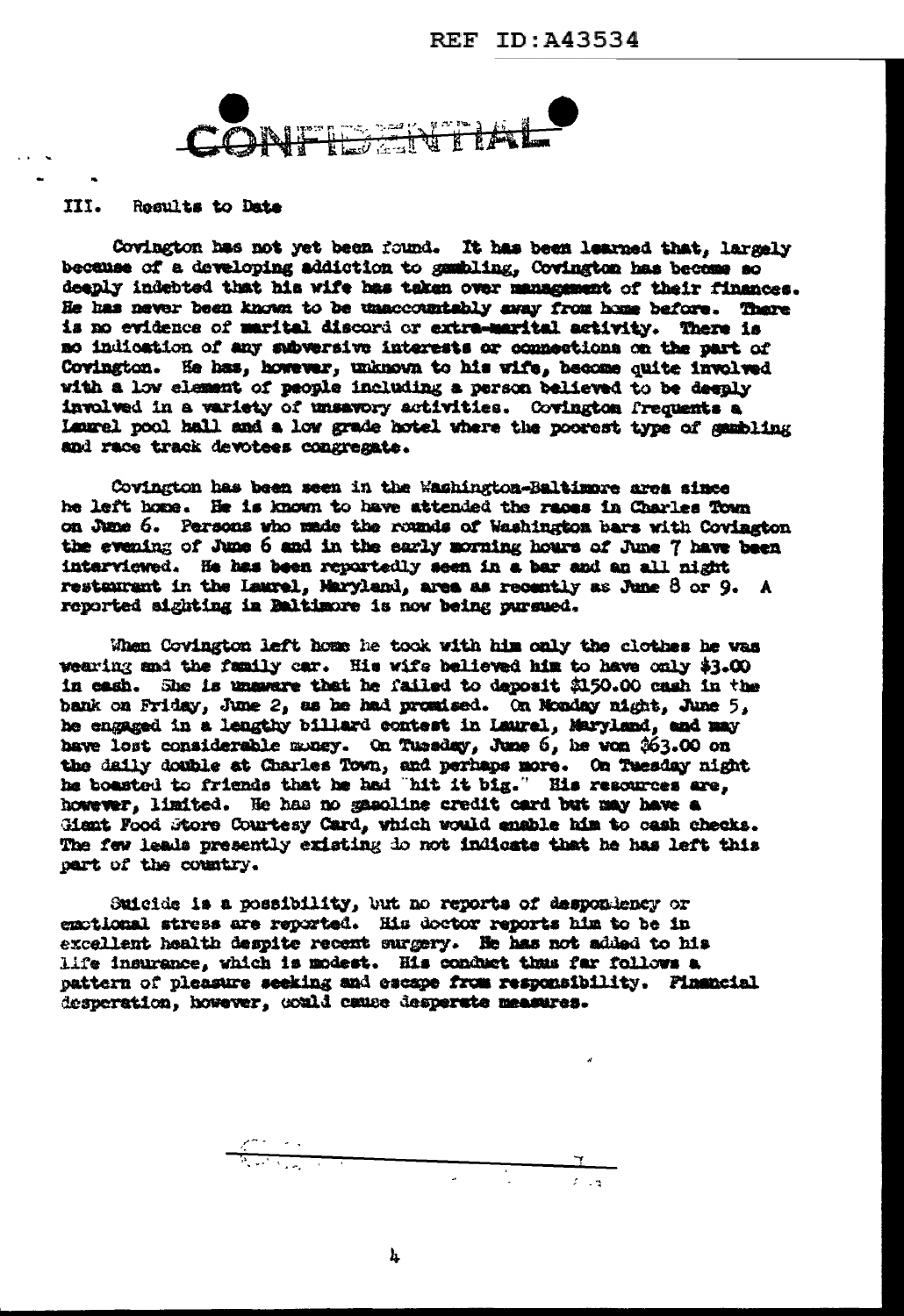CONFIDENTIAL

## III. Results to Date

Covington has not yet been found. It has been learned that, largely because of a developing addiction to gambling, Covington has become so deeply indebted that his wife has taken over management of their finances. He has never been known to be unaccountably away from home before. There is no evidence of marital discord or extra-marital activity. There is no indication of any subversive interests or connections on the part of Covington. He has, however, unknown to his wife, become quite involved with a low element of people including a person believed to be deeply involved in a variety of unsavory activities. Covington frequents a Laurel pool hall and a low grade hotel where the poorest type of gambling and race track devotees congregate.

Covington has been seen in the Washington-Baltimore area since he left home. He is known to have attended the races in Charles Town on June 6. Persons who made the rounds of Washington bars with Covington the evening of June 6 and in the early morning hours of June 7 have been interviewed. He has been reportedly seen in a bar and an all night restaurant in the Laurel, Maryland, area as recently as June 8 or 9. A reported sighting in Baltimore is now being pursued.

When Covington left home he took with him only the clothes he was wearing and the family car. His wife believed him to have only $3.00 in cash. She is unaware that he failed to deposit $150.00 cash in the bank on Friday, June 2, as he had promised. On Monday night, June 5, he engaged in a lengthy billard contest in Laurel, Maryland, and may have lost considerable money. On Tuesday, June 6, he won $63.00 on the daily double at Charles Town, and perhaps more. On Tuesday night he boasted to friends that he had "hit it big." His resources are, however, limited. He has no gasoline credit card but may have a Giant Food Store Courtesy Card, which would enable him to cash checks. The few leads presently existing do not indicate that he has left this part of the country.

Suicide is a possibility, but no reports of despondency or emotional stress are reported. His doctor reports him to be in excellent health despite recent surgery. He has not added to his life insurance, which is modest. His conduct thus far follows a pattern of pleasure seeking and escape from responsibility. Financial desperation, however, could cause desperate measures.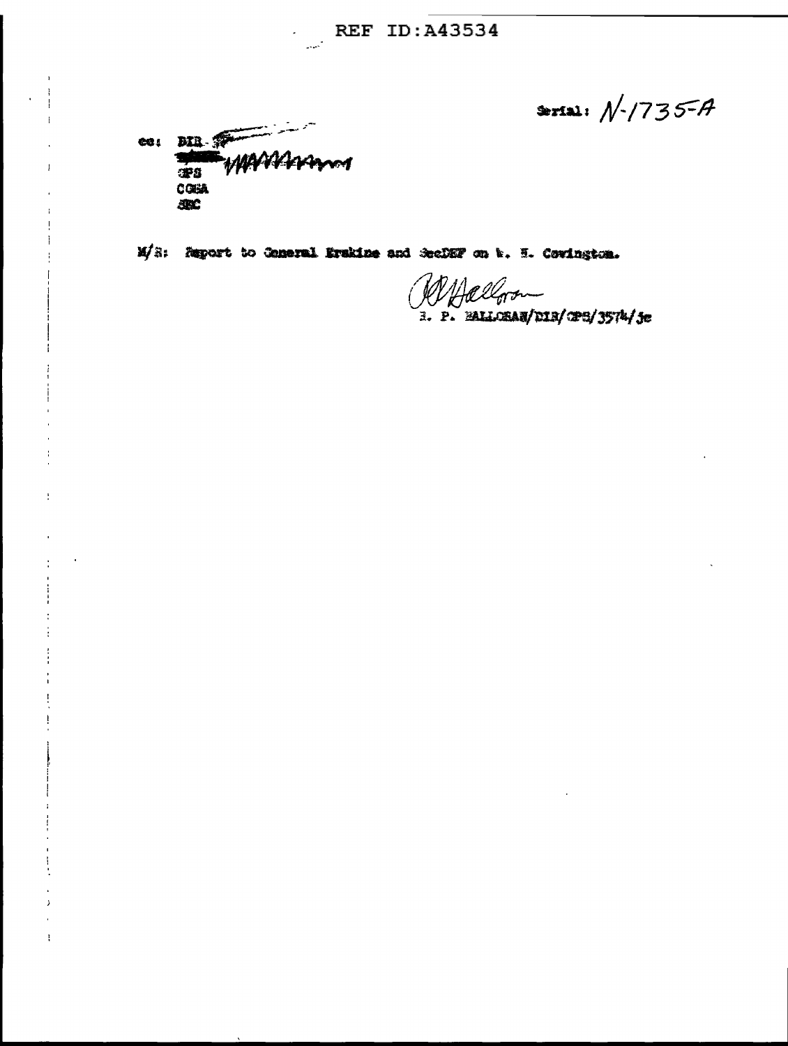REF ID:A43534

Serial: N-1735-A

cc: DIR
OPS
COSA
SEC

M/R: Report to General Erskine and SecDEF on W. H. Covington.

R. P. HALLORAN/DIR/OPS/3574/je